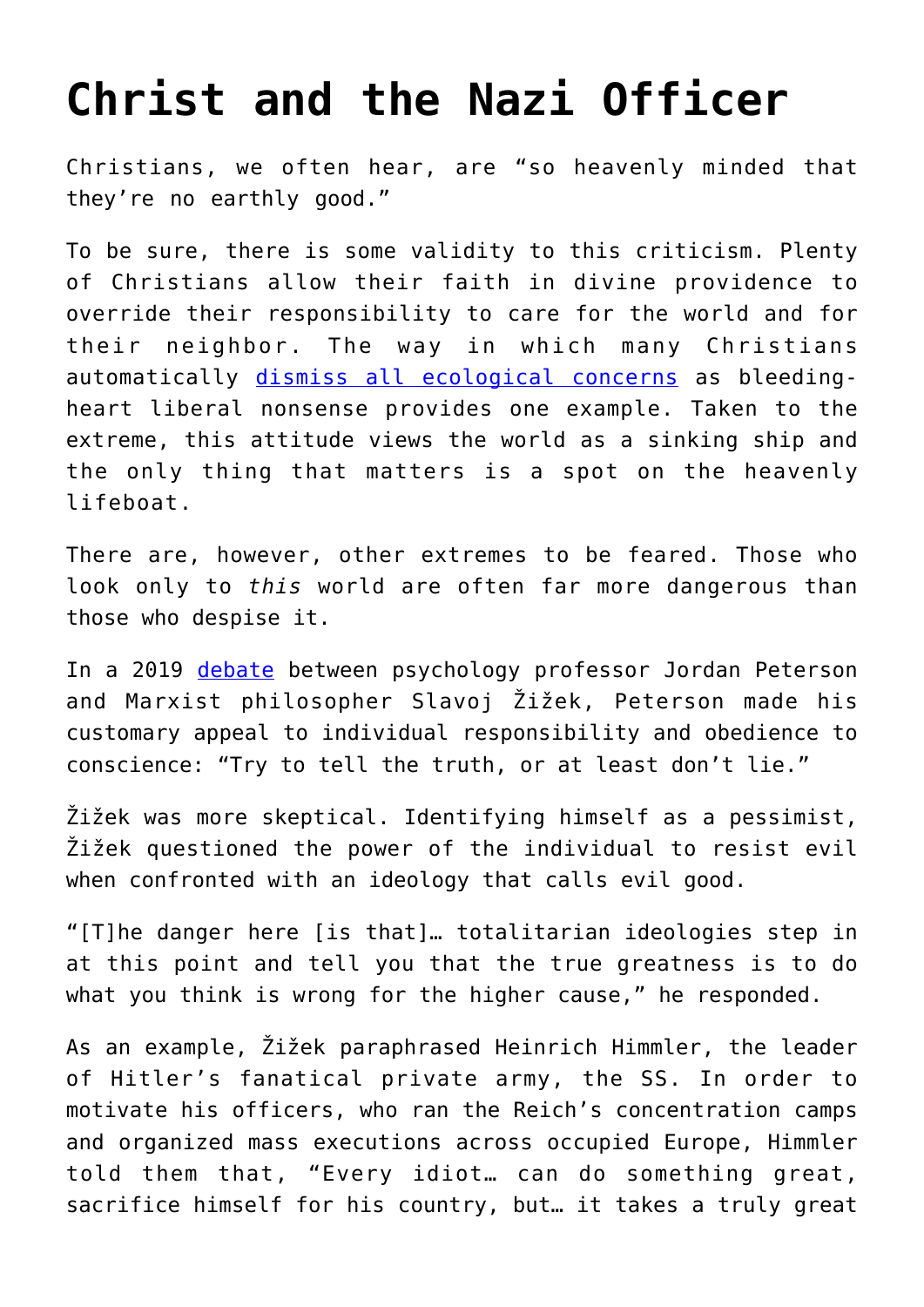# Christ and the Nazi Officer

Christians, we often hear, are "so heavenly minded that they're no earthly good."

To be sure, there is some validity to this criticism. Plenty of Christians allow their faith in divine providence to override their responsibility to care for the world and for their neighbor. The way in which many Christians automatically [dismiss all ecological concerns] as bleeding-heart liberal nonsense provides one example. Taken to the extreme, this attitude views the world as a sinking ship and the only thing that matters is a spot on the heavenly lifeboat.

There are, however, other extremes to be feared. Those who look only to *this* world are often far more dangerous than those who despise it.

In a 2019 [debate] between psychology professor Jordan Peterson and Marxist philosopher Slavoj Žižek, Peterson made his customary appeal to individual responsibility and obedience to conscience: "Try to tell the truth, or at least don't lie."

Žižek was more skeptical. Identifying himself as a pessimist, Žižek questioned the power of the individual to resist evil when confronted with an ideology that calls evil good.

"[T]he danger here [is that]… totalitarian ideologies step in at this point and tell you that the true greatness is to do what you think is wrong for the higher cause," he responded.

As an example, Žižek paraphrased Heinrich Himmler, the leader of Hitler's fanatical private army, the SS. In order to motivate his officers, who ran the Reich's concentration camps and organized mass executions across occupied Europe, Himmler told them that, "Every idiot… can do something great, sacrifice himself for his country, but… it takes a truly great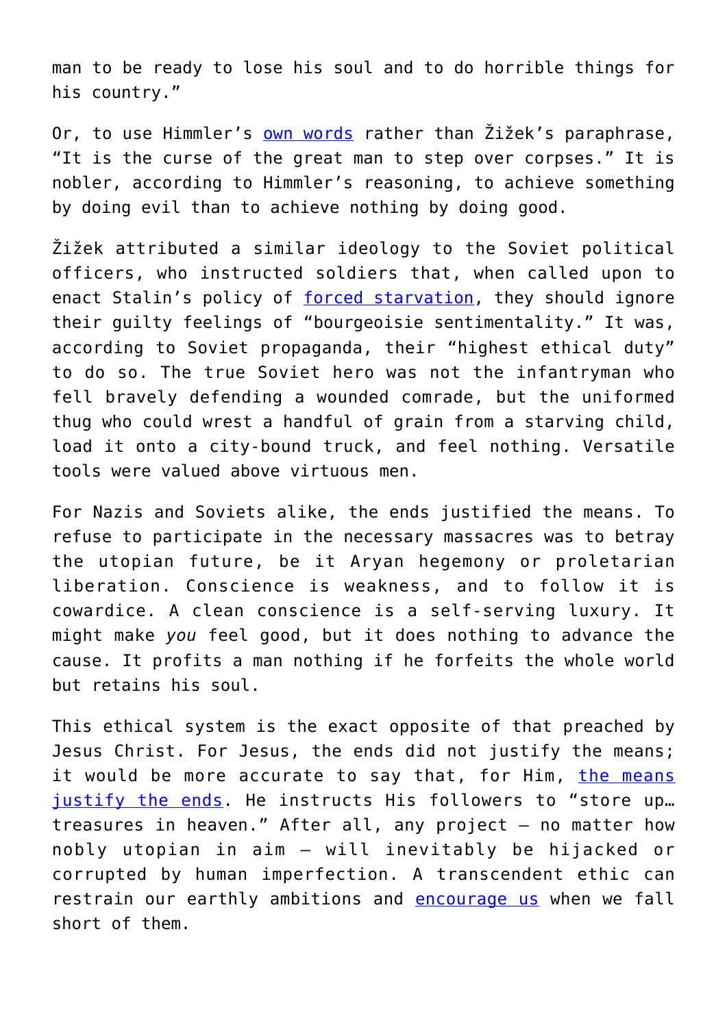man to be ready to lose his soul and to do horrible things for his country."

Or, to use Himmler's own words rather than Žižek's paraphrase, "It is the curse of the great man to step over corpses." It is nobler, according to Himmler's reasoning, to achieve something by doing evil than to achieve nothing by doing good.

Žižek attributed a similar ideology to the Soviet political officers, who instructed soldiers that, when called upon to enact Stalin's policy of forced starvation, they should ignore their guilty feelings of "bourgeoisie sentimentality." It was, according to Soviet propaganda, their "highest ethical duty" to do so. The true Soviet hero was not the infantryman who fell bravely defending a wounded comrade, but the uniformed thug who could wrest a handful of grain from a starving child, load it onto a city-bound truck, and feel nothing. Versatile tools were valued above virtuous men.

For Nazis and Soviets alike, the ends justified the means. To refuse to participate in the necessary massacres was to betray the utopian future, be it Aryan hegemony or proletarian liberation. Conscience is weakness, and to follow it is cowardice. A clean conscience is a self-serving luxury. It might make *you* feel good, but it does nothing to advance the cause. It profits a man nothing if he forfeits the whole world but retains his soul.

This ethical system is the exact opposite of that preached by Jesus Christ. For Jesus, the ends did not justify the means; it would be more accurate to say that, for Him, the means justify the ends. He instructs His followers to "store up… treasures in heaven." After all, any project – no matter how nobly utopian in aim – will inevitably be hijacked or corrupted by human imperfection. A transcendent ethic can restrain our earthly ambitions and encourage us when we fall short of them.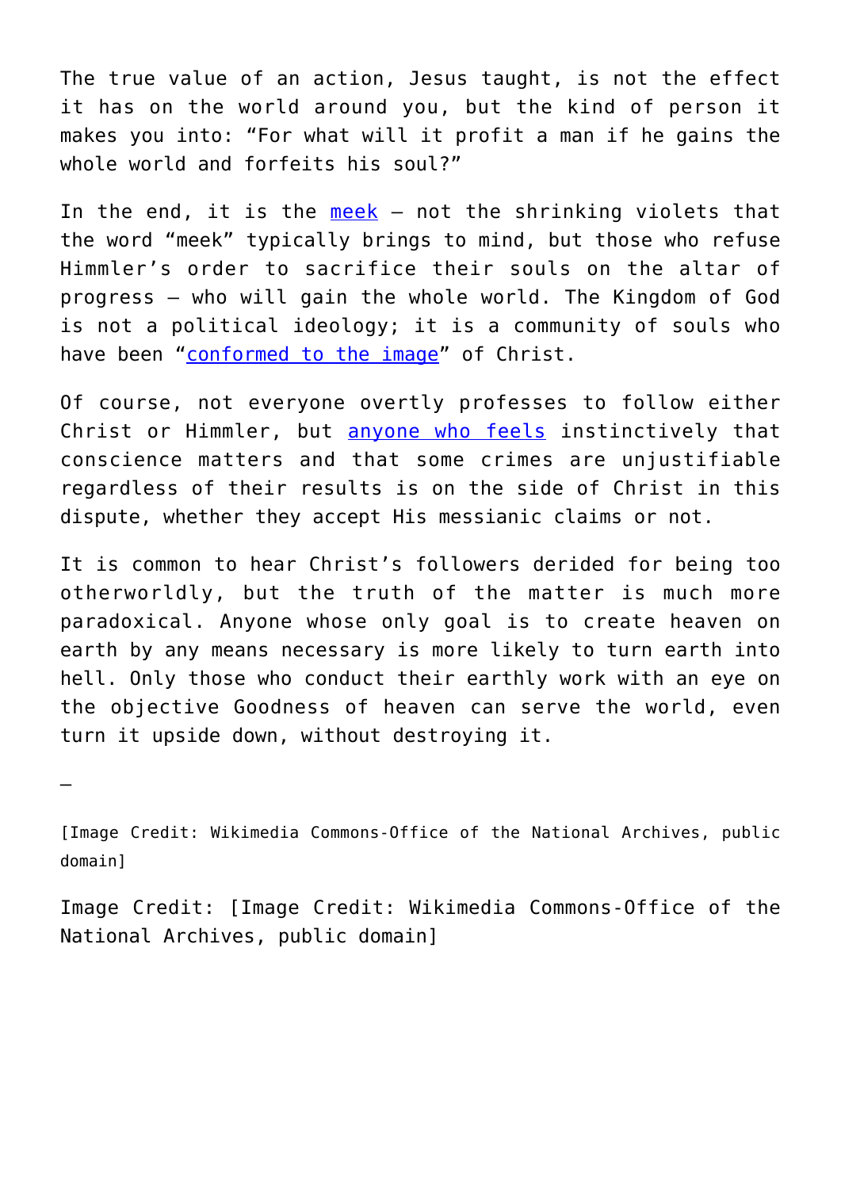The true value of an action, Jesus taught, is not the effect it has on the world around you, but the kind of person it makes you into: "For what will it profit a man if he gains the whole world and forfeits his soul?"

In the end, it is the meek – not the shrinking violets that the word "meek" typically brings to mind, but those who refuse Himmler's order to sacrifice their souls on the altar of progress – who will gain the whole world. The Kingdom of God is not a political ideology; it is a community of souls who have been "conformed to the image" of Christ.

Of course, not everyone overtly professes to follow either Christ or Himmler, but anyone who feels instinctively that conscience matters and that some crimes are unjustifiable regardless of their results is on the side of Christ in this dispute, whether they accept His messianic claims or not.

It is common to hear Christ's followers derided for being too otherworldly, but the truth of the matter is much more paradoxical. Anyone whose only goal is to create heaven on earth by any means necessary is more likely to turn earth into hell. Only those who conduct their earthly work with an eye on the objective Goodness of heaven can serve the world, even turn it upside down, without destroying it.

—

[Image Credit: Wikimedia Commons-Office of the National Archives, public domain]

Image Credit: [Image Credit: Wikimedia Commons-Office of the National Archives, public domain]